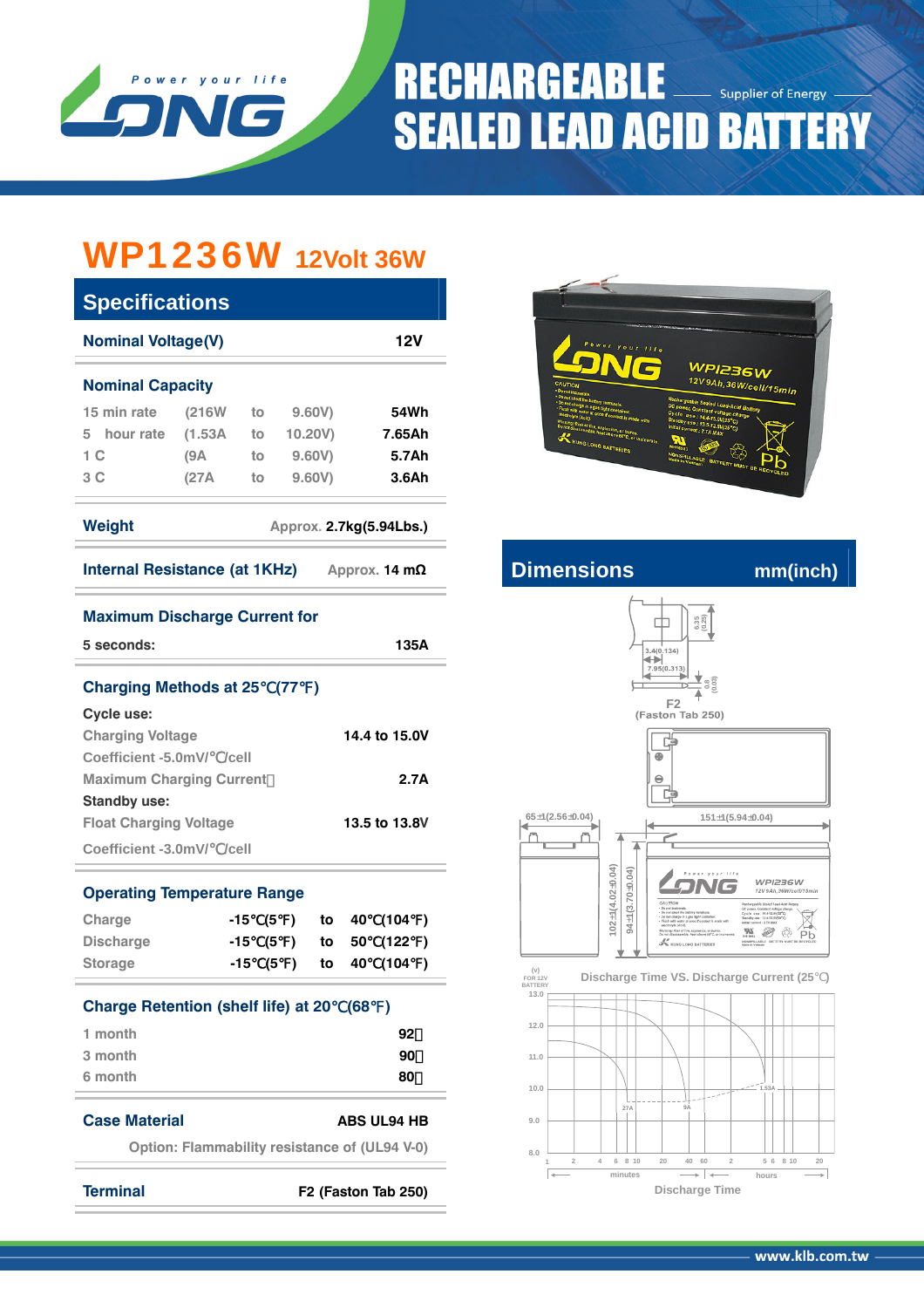# RECHARGEABLE SEALED LEAD ACID BATTERY

Supplier of Energy

Power your life

LONG

## WP1236W 12Volt 36W

## Specifications

| | |
|---|---|
| **Nominal Voltage(V)** | **12V** |

**Nominal Capacity**

| | | | | |
|---|---|---|---|---|
| 15 min rate | (216W | to | 9.60V) | 54Wh |
| 5 hour rate | (1.53A | to | 10.20V) | 7.65Ah |
| 1 C | (9A | to | 9.60V) | 5.7Ah |
| 3 C | (27A | to | 9.60V) | 3.6Ah |

**Weight** — Approx. **2.7kg(5.94Lbs.)**

**Internal Resistance (at 1KHz)** — Approx. **14 mΩ**

**Maximum Discharge Current for**

5 seconds: **135A**

**Charging Methods at 25℃(77℉)**

**Cycle use:**

| | |
|---|---|
| Charging Voltage | 14.4 to 15.0V |
| Coefficient -5.0mV/℃/cell | |
| Maximum Charging Current | 2.7A |

**Standby use:**

| | |
|---|---|
| Float Charging Voltage | 13.5 to 13.8V |
| Coefficient -3.0mV/℃/cell | |

**Operating Temperature Range**

| | | | |
|---|---|---|---|
| Charge | -15℃(5℉) | to | 40℃(104℉) |
| Discharge | -15℃(5℉) | to | 50℃(122℉) |
| Storage | -15℃(5℉) | to | 40℃(104℉) |

**Charge Retention (shelf life) at 20℃(68℉)**

| | |
|---|---|
| 1 month | 92% |
| 3 month | 90% |
| 6 month | 80% |

**Case Material** — **ABS UL94 HB**

Option: Flammability resistance of (UL94 V-0)

**Terminal** — **F2 (Faston Tab 250)**

## Dimensions mm(inch)

F2 (Faston Tab 250): 6.35 (0.25), 3.4(0.134), 7.95(0.313), 0.8 (0.03)

65±1(2.56±0.04); 151±1(5.94±0.04); 102±1(4.02±0.04); 94±1(3.70±0.04)

**Discharge Time VS. Discharge Current (25℃)**

(V) FOR 12V BATTERY

Curves: 27A, 9A, 1.53A

Discharge Time (minutes: 1, 2, 4, 6, 8, 10, 20, 40, 60; hours: 2, 5, 6, 8, 10, 20)

www.klb.com.tw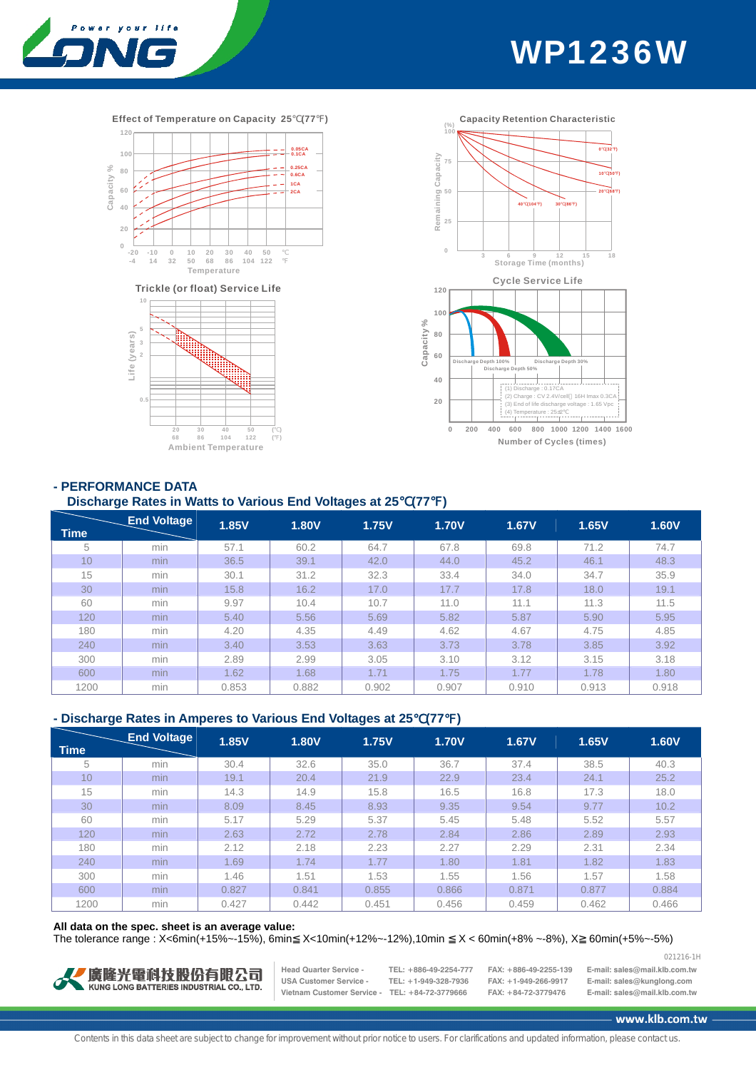# WP1236W

Effect of Temperature on Capacity 25℃(77℉)

Capacity %

120
100
80
60
40
20
0

0.05CA
0.1CA
0.25CA
0.6CA
1CA
2CA

-20 -10 0 10 20 30 40 50 ℃
-4 14 32 50 68 86 104 122 ℉

Temperature

Capacity Retention Characteristic

(%)
100
75
50
25
0

Remaining Capacity

0℃(32℉)
10℃(50℉)
20℃(68℉)
40℃(104℉)
30℃(86℉)

3 6 9 12 15 18

Storage Time (months)

Trickle (or float) Service Life

Life (years)

10
5
3
2
0.5

20 30 40 50 (℃)
68 86 104 122 (℉)

Ambient Temperature

Cycle Service Life

Capacity %

120
100
80
60
40
20

Discharge Depth 100%
Discharge Depth 50%
Discharge Depth 30%

(1) Discharge : 0.17CA
(2) Charge : CV 2.4V/cell 16H Imax 0.3CA
(3) End of life discharge voltage : 1.65 Vpc
(4) Temperature : 25±2℃

0 200 400 600 800 1000 1200 1400 1600

Number of Cycles (times)

## - PERFORMANCE DATA

### Discharge Rates in Watts to Various End Voltages at 25℃(77℉)

| Time | | 1.85V | 1.80V | 1.75V | 1.70V | 1.67V | 1.65V | 1.60V |
|---|---|---|---|---|---|---|---|---|
| 5 | min | 57.1 | 60.2 | 64.7 | 67.8 | 69.8 | 71.2 | 74.7 |
| 10 | min | 36.5 | 39.1 | 42.0 | 44.0 | 45.2 | 46.1 | 48.3 |
| 15 | min | 30.1 | 31.2 | 32.3 | 33.4 | 34.0 | 34.7 | 35.9 |
| 30 | min | 15.8 | 16.2 | 17.0 | 17.7 | 17.8 | 18.0 | 19.1 |
| 60 | min | 9.97 | 10.4 | 10.7 | 11.0 | 11.1 | 11.3 | 11.5 |
| 120 | min | 5.40 | 5.56 | 5.69 | 5.82 | 5.87 | 5.90 | 5.95 |
| 180 | min | 4.20 | 4.35 | 4.49 | 4.62 | 4.67 | 4.75 | 4.85 |
| 240 | min | 3.40 | 3.53 | 3.63 | 3.73 | 3.78 | 3.85 | 3.92 |
| 300 | min | 2.89 | 2.99 | 3.05 | 3.10 | 3.12 | 3.15 | 3.18 |
| 600 | min | 1.62 | 1.68 | 1.71 | 1.75 | 1.77 | 1.78 | 1.80 |
| 1200 | min | 0.853 | 0.882 | 0.902 | 0.907 | 0.910 | 0.913 | 0.918 |

### - Discharge Rates in Amperes to Various End Voltages at 25℃(77℉)

| Time | | 1.85V | 1.80V | 1.75V | 1.70V | 1.67V | 1.65V | 1.60V |
|---|---|---|---|---|---|---|---|---|
| 5 | min | 30.4 | 32.6 | 35.0 | 36.7 | 37.4 | 38.5 | 40.3 |
| 10 | min | 19.1 | 20.4 | 21.9 | 22.9 | 23.4 | 24.1 | 25.2 |
| 15 | min | 14.3 | 14.9 | 15.8 | 16.5 | 16.8 | 17.3 | 18.0 |
| 30 | min | 8.09 | 8.45 | 8.93 | 9.35 | 9.54 | 9.77 | 10.2 |
| 60 | min | 5.17 | 5.29 | 5.37 | 5.45 | 5.48 | 5.52 | 5.57 |
| 120 | min | 2.63 | 2.72 | 2.78 | 2.84 | 2.86 | 2.89 | 2.93 |
| 180 | min | 2.12 | 2.18 | 2.23 | 2.27 | 2.29 | 2.31 | 2.34 |
| 240 | min | 1.69 | 1.74 | 1.77 | 1.80 | 1.81 | 1.82 | 1.83 |
| 300 | min | 1.46 | 1.51 | 1.53 | 1.55 | 1.56 | 1.57 | 1.58 |
| 600 | min | 0.827 | 0.841 | 0.855 | 0.866 | 0.871 | 0.877 | 0.884 |
| 1200 | min | 0.427 | 0.442 | 0.451 | 0.456 | 0.459 | 0.462 | 0.466 |

**All data on the spec. sheet is an average value:**
The tolerance range : X<6min(+15%~-15%), 6min≦X<10min(+12%~-12%),10min ≦ X < 60min(+8% ~-8%), X≧60min(+5%~-5%)

021216-1H

廣隆光電科技股份有限公司
KUNG LONG BATTERIES INDUSTRIAL CO., LTD.

| | | | |
|---|---|---|---|
| Head Quarter Service - | TEL: +886-49-2254-777 | FAX: +886-49-2255-139 | E-mail: sales@mail.klb.com.tw |
| USA Customer Service - | TEL: +1-949-328-7936 | FAX: +1-949-266-9917 | E-mail: sales@kunglong.com |
| Vietnam Customer Service - | TEL: +84-72-3779666 | FAX: +84-72-3779476 | E-mail: sales@mail.klb.com.tw |

www.klb.com.tw

Contents in this data sheet are subject to change for improvement without prior notice to users. For clarifications and updated information, please contact us.